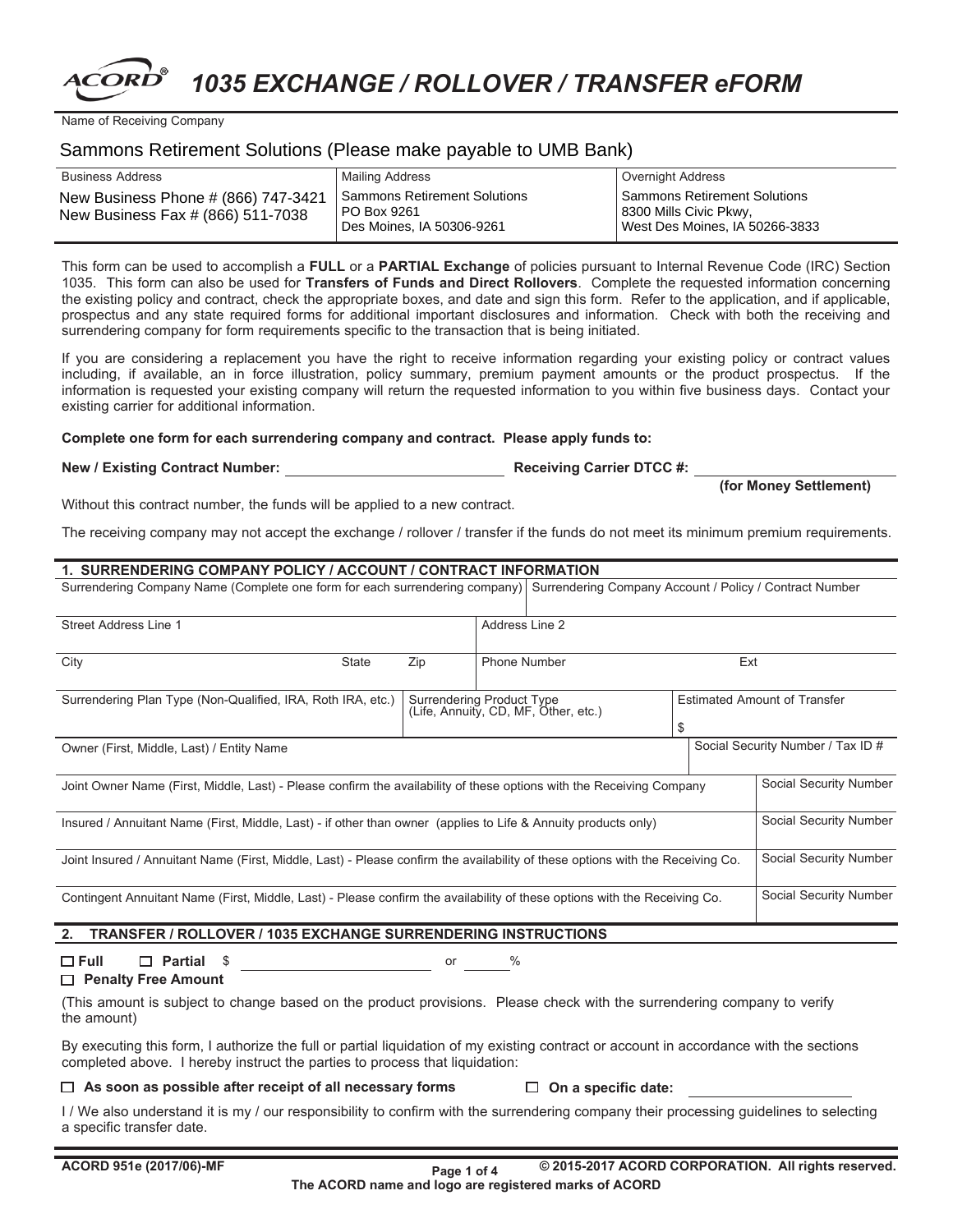# ACORD® 1035 EXCHANGE / ROLLOVER / TRANSFER eFORM

Name of Receiving Company

Sammons Retirement Solutions (Please make payable to UMB Bank)

| Business Address | Mailing Address | Overnight Address |
|---|---|---|
| New Business Phone # (866) 747-3421<br>New Business Fax # (866) 511-7038 | Sammons Retirement Solutions<br>PO Box 9261<br>Des Moines, IA 50306-9261 | Sammons Retirement Solutions<br>8300 Mills Civic Pkwy,<br>West Des Moines, IA 50266-3833 |

This form can be used to accomplish a **FULL** or a **PARTIAL Exchange** of policies pursuant to Internal Revenue Code (IRC) Section 1035. This form can also be used for **Transfers of Funds and Direct Rollovers**. Complete the requested information concerning the existing policy and contract, check the appropriate boxes, and date and sign this form. Refer to the application, and if applicable, prospectus and any state required forms for additional important disclosures and information. Check with both the receiving and surrendering company for form requirements specific to the transaction that is being initiated.

If you are considering a replacement you have the right to receive information regarding your existing policy or contract values including, if available, an in force illustration, policy summary, premium payment amounts or the product prospectus. If the information is requested your existing company will return the requested information to you within five business days. Contact your existing carrier for additional information.

**Complete one form for each surrendering company and contract. Please apply funds to:**

**New / Existing Contract Number:** ______________________ **Receiving Carrier DTCC #:** ______________________ **(for Money Settlement)**

Without this contract number, the funds will be applied to a new contract.

The receiving company may not accept the exchange / rollover / transfer if the funds do not meet its minimum premium requirements.

## 1. SURRENDERING COMPANY POLICY / ACCOUNT / CONTRACT INFORMATION

| Surrendering Company Name (Complete one form for each surrendering company) | | | Surrendering Company Account / Policy / Contract Number | |
|---|---|---|---|---|
| Street Address Line 1 | | | Address Line 2 | |
| City | State | Zip | Phone Number | Ext |
| Surrendering Plan Type (Non-Qualified, IRA, Roth IRA, etc.) | | Surrendering Product Type (Life, Annuity, CD, MF, Other, etc.) | Estimated Amount of Transfer<br>$ | |
| Owner (First, Middle, Last) / Entity Name | | | | Social Security Number / Tax ID # |
| Joint Owner Name (First, Middle, Last) - Please confirm the availability of these options with the Receiving Company | | | | Social Security Number |
| Insured / Annuitant Name (First, Middle, Last) - if other than owner (applies to Life & Annuity products only) | | | | Social Security Number |
| Joint Insured / Annuitant Name (First, Middle, Last) - Please confirm the availability of these options with the Receiving Co. | | | | Social Security Number |
| Contingent Annuitant Name (First, Middle, Last) - Please confirm the availability of these options with the Receiving Co. | | | | Social Security Number |

## 2. TRANSFER / ROLLOVER / 1035 EXCHANGE SURRENDERING INSTRUCTIONS

☐ **Full** ☐ **Partial** $ ______________________ or ______ %

☐ **Penalty Free Amount**

(This amount is subject to change based on the product provisions. Please check with the surrendering company to verify the amount)

By executing this form, I authorize the full or partial liquidation of my existing contract or account in accordance with the sections completed above. I hereby instruct the parties to process that liquidation:

☐ **As soon as possible after receipt of all necessary forms** ☐ **On a specific date:** ______________

I / We also understand it is my / our responsibility to confirm with the surrendering company their processing guidelines to selecting a specific transfer date.

ACORD 951e (2017/06)-MF © 2015-2017 ACORD CORPORATION. All rights reserved.

The ACORD name and logo are registered marks of ACORD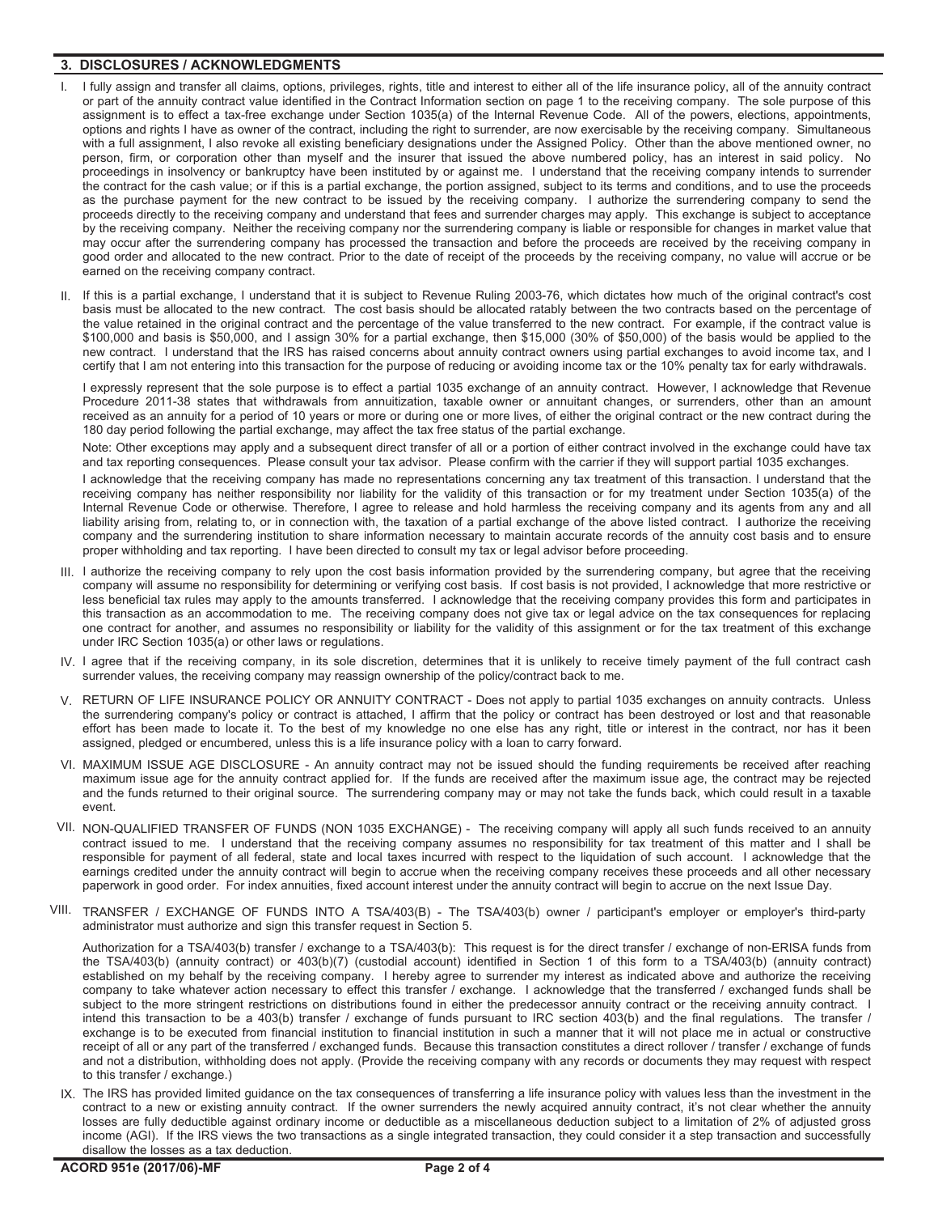## 3. DISCLOSURES / ACKNOWLEDGMENTS

I. I fully assign and transfer all claims, options, privileges, rights, title and interest to either all of the life insurance policy, all of the annuity contract or part of the annuity contract value identified in the Contract Information section on page 1 to the receiving company. The sole purpose of this assignment is to effect a tax-free exchange under Section 1035(a) of the Internal Revenue Code. All of the powers, elections, appointments, options and rights I have as owner of the contract, including the right to surrender, are now exercisable by the receiving company. Simultaneous with a full assignment, I also revoke all existing beneficiary designations under the Assigned Policy. Other than the above mentioned owner, no person, firm, or corporation other than myself and the insurer that issued the above numbered policy, has an interest in said policy. No proceedings in insolvency or bankruptcy have been instituted by or against me. I understand that the receiving company intends to surrender the contract for the cash value; or if this is a partial exchange, the portion assigned, subject to its terms and conditions, and to use the proceeds as the purchase payment for the new contract to be issued by the receiving company. I authorize the surrendering company to send the proceeds directly to the receiving company and understand that fees and surrender charges may apply. This exchange is subject to acceptance by the receiving company. Neither the receiving company nor the surrendering company is liable or responsible for changes in market value that may occur after the surrendering company has processed the transaction and before the proceeds are received by the receiving company in good order and allocated to the new contract. Prior to the date of receipt of the proceeds by the receiving company, no value will accrue or be earned on the receiving company contract.

II. If this is a partial exchange, I understand that it is subject to Revenue Ruling 2003-76, which dictates how much of the original contract's cost basis must be allocated to the new contract. The cost basis should be allocated ratably between the two contracts based on the percentage of the value retained in the original contract and the percentage of the value transferred to the new contract. For example, if the contract value is $100,000 and basis is $50,000, and I assign 30% for a partial exchange, then $15,000 (30% of $50,000) of the basis would be applied to the new contract. I understand that the IRS has raised concerns about annuity contract owners using partial exchanges to avoid income tax, and I certify that I am not entering into this transaction for the purpose of reducing or avoiding income tax or the 10% penalty tax for early withdrawals.

I expressly represent that the sole purpose is to effect a partial 1035 exchange of an annuity contract. However, I acknowledge that Revenue Procedure 2011-38 states that withdrawals from annuitization, taxable owner or annuitant changes, or surrenders, other than an amount received as an annuity for a period of 10 years or more or during one or more lives, of either the original contract or the new contract during the 180 day period following the partial exchange, may affect the tax free status of the partial exchange.

Note: Other exceptions may apply and a subsequent direct transfer of all or a portion of either contract involved in the exchange could have tax and tax reporting consequences. Please consult your tax advisor. Please confirm with the carrier if they will support partial 1035 exchanges.

I acknowledge that the receiving company has made no representations concerning any tax treatment of this transaction. I understand that the receiving company has neither responsibility nor liability for the validity of this transaction or for my treatment under Section 1035(a) of the Internal Revenue Code or otherwise. Therefore, I agree to release and hold harmless the receiving company and its agents from any and all liability arising from, relating to, or in connection with, the taxation of a partial exchange of the above listed contract. I authorize the receiving company and the surrendering institution to share information necessary to maintain accurate records of the annuity cost basis and to ensure proper withholding and tax reporting. I have been directed to consult my tax or legal advisor before proceeding.

III. I authorize the receiving company to rely upon the cost basis information provided by the surrendering company, but agree that the receiving company will assume no responsibility for determining or verifying cost basis. If cost basis is not provided, I acknowledge that more restrictive or less beneficial tax rules may apply to the amounts transferred. I acknowledge that the receiving company provides this form and participates in this transaction as an accommodation to me. The receiving company does not give tax or legal advice on the tax consequences for replacing one contract for another, and assumes no responsibility or liability for the validity of this assignment or for the tax treatment of this exchange under IRC Section 1035(a) or other laws or regulations.

IV. I agree that if the receiving company, in its sole discretion, determines that it is unlikely to receive timely payment of the full contract cash surrender values, the receiving company may reassign ownership of the policy/contract back to me.

V. RETURN OF LIFE INSURANCE POLICY OR ANNUITY CONTRACT - Does not apply to partial 1035 exchanges on annuity contracts. Unless the surrendering company's policy or contract is attached, I affirm that the policy or contract has been destroyed or lost and that reasonable effort has been made to locate it. To the best of my knowledge no one else has any right, title or interest in the contract, nor has it been assigned, pledged or encumbered, unless this is a life insurance policy with a loan to carry forward.

VI. MAXIMUM ISSUE AGE DISCLOSURE - An annuity contract may not be issued should the funding requirements be received after reaching maximum issue age for the annuity contract applied for. If the funds are received after the maximum issue age, the contract may be rejected and the funds returned to their original source. The surrendering company may or may not take the funds back, which could result in a taxable event.

VII. NON-QUALIFIED TRANSFER OF FUNDS (NON 1035 EXCHANGE) - The receiving company will apply all such funds received to an annuity contract issued to me. I understand that the receiving company assumes no responsibility for tax treatment of this matter and I shall be responsible for payment of all federal, state and local taxes incurred with respect to the liquidation of such account. I acknowledge that the earnings credited under the annuity contract will begin to accrue when the receiving company receives these proceeds and all other necessary paperwork in good order. For index annuities, fixed account interest under the annuity contract will begin to accrue on the next Issue Day.

VIII. TRANSFER / EXCHANGE OF FUNDS INTO A TSA/403(B) - The TSA/403(b) owner / participant's employer or employer's third-party administrator must authorize and sign this transfer request in Section 5.

Authorization for a TSA/403(b) transfer / exchange to a TSA/403(b): This request is for the direct transfer / exchange of non-ERISA funds from the TSA/403(b) (annuity contract) or 403(b)(7) (custodial account) identified in Section 1 of this form to a TSA/403(b) (annuity contract) established on my behalf by the receiving company. I hereby agree to surrender my interest as indicated above and authorize the receiving company to take whatever action necessary to effect this transfer / exchange. I acknowledge that the transferred / exchanged funds shall be subject to the more stringent restrictions on distributions found in either the predecessor annuity contract or the receiving annuity contract. I intend this transaction to be a 403(b) transfer / exchange of funds pursuant to IRC section 403(b) and the final regulations. The transfer / exchange is to be executed from financial institution to financial institution in such a manner that it will not place me in actual or constructive receipt of all or any part of the transferred / exchanged funds. Because this transaction constitutes a direct rollover / transfer / exchange of funds and not a distribution, withholding does not apply. (Provide the receiving company with any records or documents they may request with respect to this transfer / exchange.)

IX. The IRS has provided limited guidance on the tax consequences of transferring a life insurance policy with values less than the investment in the contract to a new or existing annuity contract. If the owner surrenders the newly acquired annuity contract, it's not clear whether the annuity losses are fully deductible against ordinary income or deductible as a miscellaneous deduction subject to a limitation of 2% of adjusted gross income (AGI). If the IRS views the two transactions as a single integrated transaction, they could consider it a step transaction and successfully disallow the losses as a tax deduction.

ACORD 951e (2017/06)-MF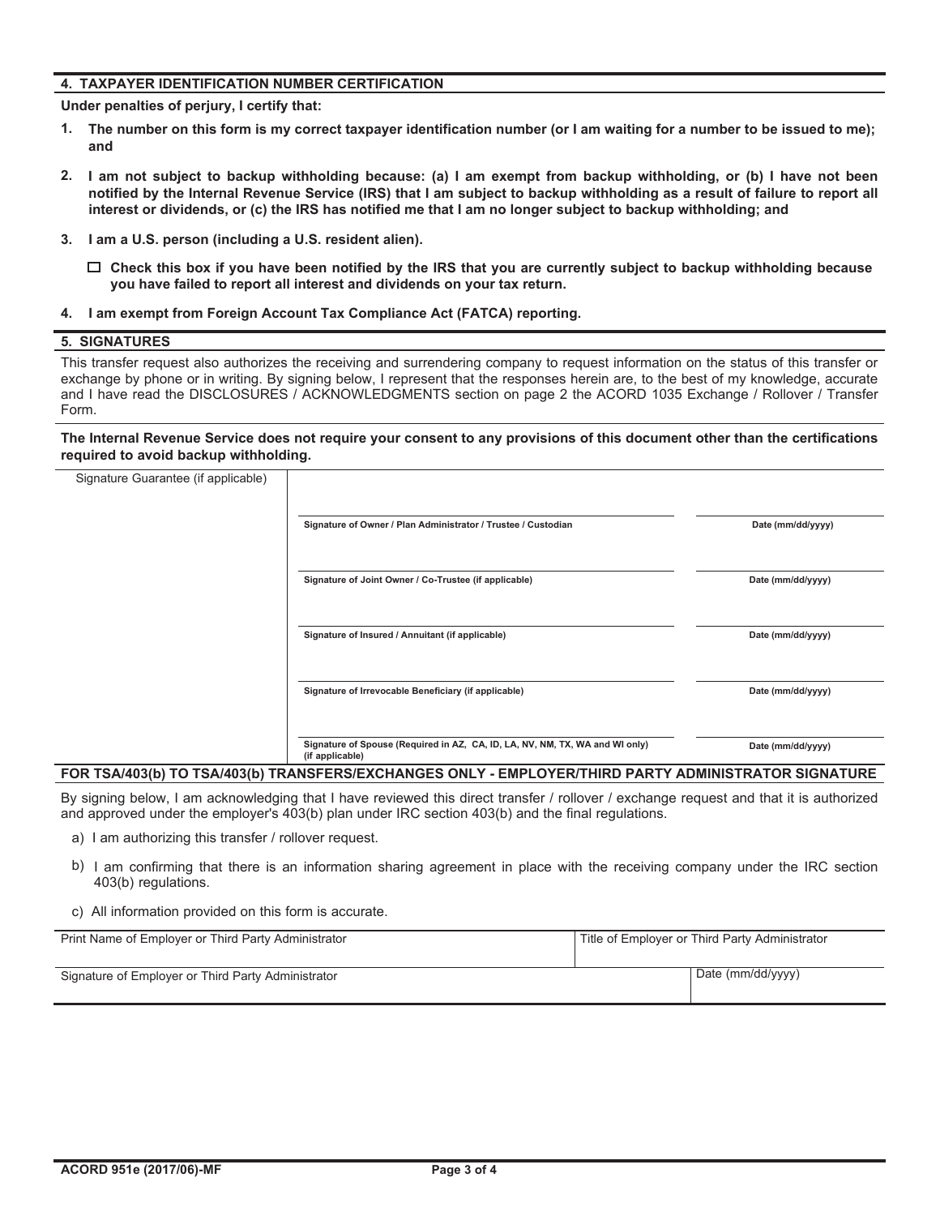## 4. TAXPAYER IDENTIFICATION NUMBER CERTIFICATION

**Under penalties of perjury, I certify that:**

1. **The number on this form is my correct taxpayer identification number (or I am waiting for a number to be issued to me); and**
2. **I am not subject to backup withholding because: (a) I am exempt from backup withholding, or (b) I have not been notified by the Internal Revenue Service (IRS) that I am subject to backup withholding as a result of failure to report all interest or dividends, or (c) the IRS has notified me that I am no longer subject to backup withholding; and**
3. **I am a U.S. person (including a U.S. resident alien).**

   ☐ **Check this box if you have been notified by the IRS that you are currently subject to backup withholding because you have failed to report all interest and dividends on your tax return.**

4. **I am exempt from Foreign Account Tax Compliance Act (FATCA) reporting.**

## 5. SIGNATURES

This transfer request also authorizes the receiving and surrendering company to request information on the status of this transfer or exchange by phone or in writing. By signing below, I represent that the responses herein are, to the best of my knowledge, accurate and I have read the DISCLOSURES / ACKNOWLEDGMENTS section on page 2 the ACORD 1035 Exchange / Rollover / Transfer Form.

**The Internal Revenue Service does not require your consent to any provisions of this document other than the certifications required to avoid backup withholding.**

| Signature Guarantee (if applicable) | | |
|---|---|---|
| | Signature of Owner / Plan Administrator / Trustee / Custodian | Date (mm/dd/yyyy) |
| | Signature of Joint Owner / Co-Trustee (if applicable) | Date (mm/dd/yyyy) |
| | Signature of Insured / Annuitant (if applicable) | Date (mm/dd/yyyy) |
| | Signature of Irrevocable Beneficiary (if applicable) | Date (mm/dd/yyyy) |
| | Signature of Spouse (Required in AZ, CA, ID, LA, NV, NM, TX, WA and WI only) (if applicable) | Date (mm/dd/yyyy) |

**FOR TSA/403(b) TO TSA/403(b) TRANSFERS/EXCHANGES ONLY - EMPLOYER/THIRD PARTY ADMINISTRATOR SIGNATURE**

By signing below, I am acknowledging that I have reviewed this direct transfer / rollover / exchange request and that it is authorized and approved under the employer's 403(b) plan under IRC section 403(b) and the final regulations.

a) I am authorizing this transfer / rollover request.

b) I am confirming that there is an information sharing agreement in place with the receiving company under the IRC section 403(b) regulations.

c) All information provided on this form is accurate.

| Print Name of Employer or Third Party Administrator | Title of Employer or Third Party Administrator |
|---|---|
| Signature of Employer or Third Party Administrator | Date (mm/dd/yyyy) |

ACORD 951e (2017/06)-MF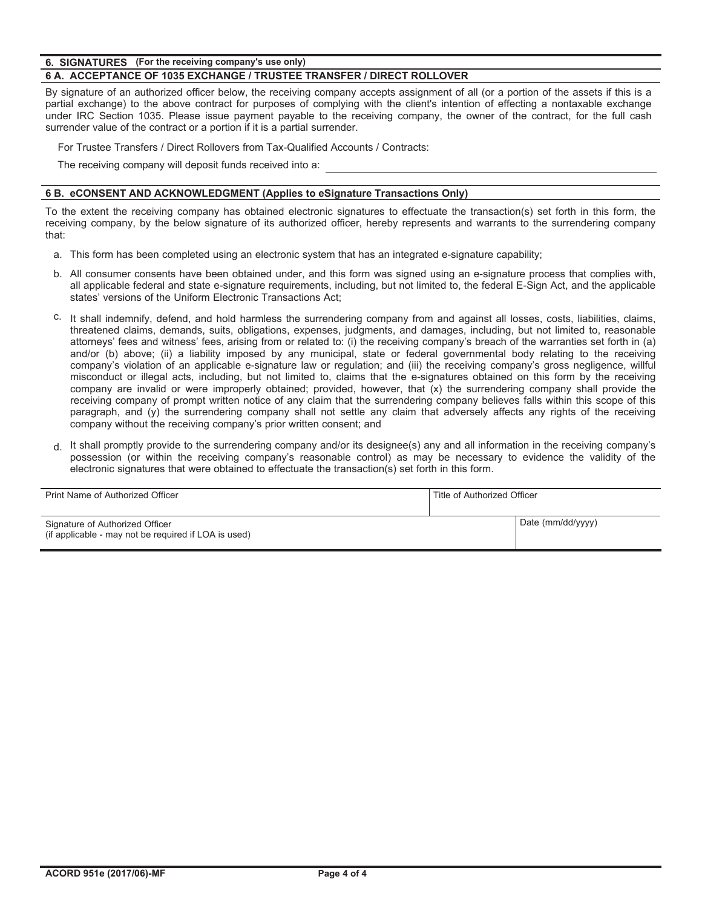## 6. SIGNATURES (For the receiving company's use only)

### 6 A. ACCEPTANCE OF 1035 EXCHANGE / TRUSTEE TRANSFER / DIRECT ROLLOVER

By signature of an authorized officer below, the receiving company accepts assignment of all (or a portion of the assets if this is a partial exchange) to the above contract for purposes of complying with the client's intention of effecting a nontaxable exchange under IRC Section 1035. Please issue payment payable to the receiving company, the owner of the contract, for the full cash surrender value of the contract or a portion if it is a partial surrender.

For Trustee Transfers / Direct Rollovers from Tax-Qualified Accounts / Contracts:

The receiving company will deposit funds received into a: ______________________________

### 6 B. eCONSENT AND ACKNOWLEDGMENT (Applies to eSignature Transactions Only)

To the extent the receiving company has obtained electronic signatures to effectuate the transaction(s) set forth in this form, the receiving company, by the below signature of its authorized officer, hereby represents and warrants to the surrendering company that:

a. This form has been completed using an electronic system that has an integrated e-signature capability;

b. All consumer consents have been obtained under, and this form was signed using an e-signature process that complies with, all applicable federal and state e-signature requirements, including, but not limited to, the federal E-Sign Act, and the applicable states' versions of the Uniform Electronic Transactions Act;

c. It shall indemnify, defend, and hold harmless the surrendering company from and against all losses, costs, liabilities, claims, threatened claims, demands, suits, obligations, expenses, judgments, and damages, including, but not limited to, reasonable attorneys' fees and witness' fees, arising from or related to: (i) the receiving company's breach of the warranties set forth in (a) and/or (b) above; (ii) a liability imposed by any municipal, state or federal governmental body relating to the receiving company's violation of an applicable e-signature law or regulation; and (iii) the receiving company's gross negligence, willful misconduct or illegal acts, including, but not limited to, claims that the e-signatures obtained on this form by the receiving company are invalid or were improperly obtained; provided, however, that (x) the surrendering company shall provide the receiving company of prompt written notice of any claim that the surrendering company believes falls within this scope of this paragraph, and (y) the surrendering company shall not settle any claim that adversely affects any rights of the receiving company without the receiving company's prior written consent; and

d. It shall promptly provide to the surrendering company and/or its designee(s) any and all information in the receiving company's possession (or within the receiving company's reasonable control) as may be necessary to evidence the validity of the electronic signatures that were obtained to effectuate the transaction(s) set forth in this form.

| | |
|---|---|
| Print Name of Authorized Officer | Title of Authorized Officer |
| Signature of Authorized Officer<br>(if applicable - may not be required if LOA is used) | Date (mm/dd/yyyy) |

ACORD 951e (2017/06)-MF